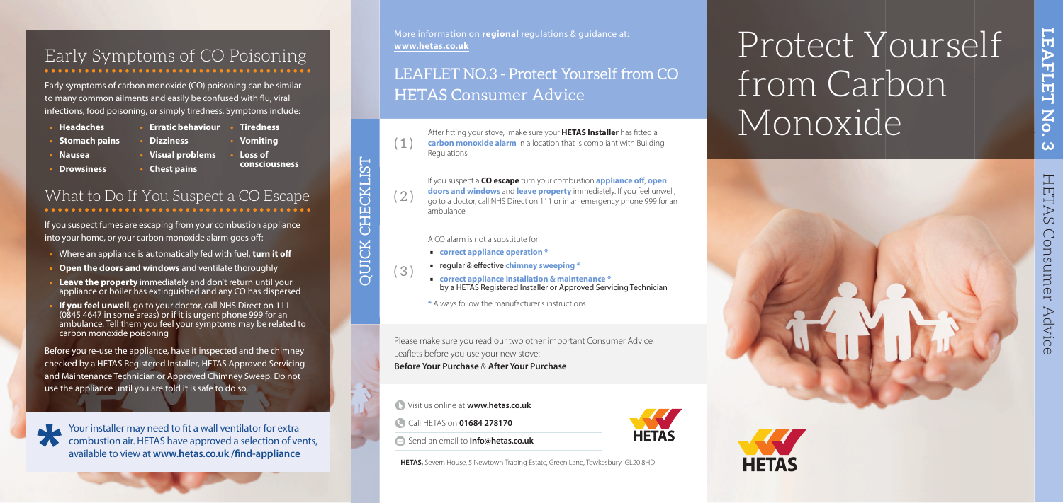## Early Symptoms of CO Poisoning

Early symptoms of carbon monoxide (CO) poisoning can be similar to many common ailments and easily be confused with flu, viral infections, food poisoning, or simply tiredness. Symptoms include:

- **Headaches**
- **Stomach pains**
- **Nausea**
- **Drowsiness**
- **Erratic behaviour**
- **Dizziness**
- **Visual problems**
- **Chest pains**
- **Tiredness**
- **Vomiting**
- **Loss of consciousness**

## What to Do If You Suspect a CO Escape

If you suspect fumes are escaping from your combustion appliance into your home, or your carbon monoxide alarm goes off:

- Where an appliance is automatically fed with fuel, **turn it off**
- **Open the doors and windows** and ventilate thoroughly
- **Leave the property** immediately and don't return until your appliance or boiler has extinguished and any CO has dispersed
- **If you feel unwell**, go to your doctor, call NHS Direct on 111 (0845 4647 in some areas) or if it is urgent phone 999 for an ambulance. Tell them you feel your symptoms may be related to carbon monoxide poisoning

Before you re-use the appliance, have it inspected and the chimney checked by a HETAS Registered Installer, HETAS Approved Servicing and Maintenance Technician or Approved Chimney Sweep. Do not use the appliance until you are told it is safe to do so.

* Your installer may need to fit a wall ventilator for extra combustion air. HETAS have approved a selection of vents, available to view at **www.hetas.co.uk /find-appliance**

More information on **regional** regulations & guidance at: **www.hetas.co.uk**

## LEAFLET NO.3 - Protect Yourself from CO HETAS Consumer Advice

### QUICK CHECKLIST

(1) After fitting your stove, make sure your **HETAS Installer** has fitted a **carbon monoxide alarm** in a location that is compliant with Building Regulations.

(2) If you suspect a **CO escape** turn your combustion **appliance off**, **open doors and windows** and **leave property** immediately. If you feel unwell, go to a doctor, call NHS Direct on 111 or in an emergency phone 999 for an ambulance.

(3) A CO alarm is not a substitute for:

- **correct appliance operation ***
- regular & effective **chimney sweeping ***
- **correct appliance installation & maintenance *** by a HETAS Registered Installer or Approved Servicing Technician

* Always follow the manufacturer's instructions.

Please make sure you read our two other important Consumer Advice Leaflets before you use your new stove:
**Before Your Purchase** & **After Your Purchase**

Visit us online at **www.hetas.co.uk**

Call HETAS on **01684 278170**

Send an email to **info@hetas.co.uk**

**HETAS,** Severn House, 5 Newtown Trading Estate, Green Lane, Tewkesbury GL20 8HD

# Protect Yourself from Carbon Monoxide

**LEAFLET No. 3**

HETAS Consumer Advice

HETAS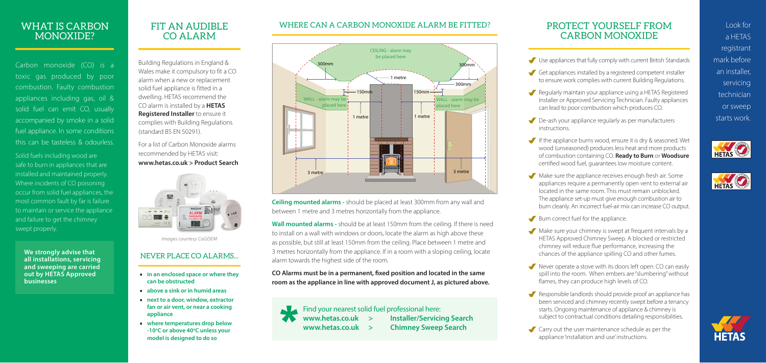## WHAT IS CARBON MONOXIDE?

Carbon monoxide (CO) is a toxic gas produced by poor combustion. Faulty combustion appliances including gas, oil & solid fuel can emit CO, usually accompanied by smoke in a solid fuel appliance. In some conditions this can be tasteless & odourless.

Solid fuels including wood are safe to burn in appliances that are installed and maintained properly. Where incidents of CO poisoning occur from solid fuel appliances, the most common fault by far is failure to maintain or service the appliance and failure to get the chimney swept properly.

**We strongly advise that all installations, servicing and sweeping are carried out by HETAS Approved businesses**

## FIT AN AUDIBLE CO ALARM

Building Regulations in England & Wales make it compulsory to fit a CO alarm when a new or replacement solid fuel appliance is fitted in a dwelling. HETAS recommend the CO alarm is installed by a **HETAS Registered Installer** to ensure it complies with Building Regulations (standard BS EN 50291).

For a list of Carbon Monoxide alarms recommended by HETAS visit:
**www.hetas.co.uk > Product Search**

*Images courtesy CoGDEM*

## NEVER PLACE CO ALARMS...

- **in an enclosed space or where they can be obstructed**
- **above a sink or in humid areas**
- **next to a door, window, extractor fan or air vent, or near a cooking appliance**
- **where temperatures drop below -10ºC or above 40ºC unless your model is designed to do so**

## WHERE CAN A CARBON MONOXIDE ALARM BE FITTED?

CEILING - alarm may be placed here
300mm
300mm
300mm
1 metre
150mm
150mm
WALL - alarm may be placed here
WALL - alarm may be placed here
1 metre
1 metre
3 metre
3 metre

**Ceiling mounted alarms -** should be placed at least 300mm from any wall and between 1 metre and 3 metres horizontally from the appliance.

**Wall mounted alarms -** should be at least 150mm from the ceiling. If there is need to install on a wall with windows or doors, locate the alarm as high above these as possible, but still at least 150mm from the ceiling. Place between 1 metre and 3 metres horizontally from the appliance. If in a room with a sloping ceiling, locate alarm towards the highest side of the room.

**CO Alarms must be in a permanent, fixed position and located in the same room as the appliance in line with approved document J, as pictured above.**

Find your nearest solid fuel professional here:
**www.hetas.co.uk > Installer/Servicing Search**
**www.hetas.co.uk > Chimney Sweep Search**

## PROTECT YOURSELF FROM CARBON MONOXIDE

- Use appliances that fully comply with current British Standards
- Get appliances installed by a registered competent installer to ensure work complies with current Building Regulations.
- Regularly maintain your appliance using a HETAS Registered Installer or Approved Servicing Technician. Faulty appliances can lead to poor combustion which produces CO.
- De-ash your appliance regularly as per manufacturers instructions.
- If the appliance burns wood, ensure it is dry & seasoned. Wet wood (unseasoned) produces less heat and more products of combustion containing CO. **Ready to Burn** or **Woodsure** certified wood fuel, guarantees low moisture content.
- Make sure the appliance receives enough fresh air. Some appliances require a permanently open vent to external air located in the same room. This must remain unblocked. The appliance set-up must give enough combustion air to burn cleanly. An incorrect fuel-air mix can increase CO output.
- Burn correct fuel for the appliance.
- Make sure your chimney is swept at frequent intervals by a HETAS Approved Chimney Sweep. A blocked or restricted chimney will reduce flue performance, increasing the chances of the appliance spilling CO and other fumes.
- Never operate a stove with its doors left open: CO can easily spill into the room. When embers are "slumbering" without flames, they can produce high levels of CO.
- Responsible landlords should provide proof an appliance has been serviced and chimney recently swept before a tenancy starts. Ongoing maintenance of appliance & chimney is subject to contractual conditions detailing responsibilities.
- Carry out the user maintenance schedule as per the appliance 'installation and use' instructions.

Look for a HETAS registrant mark before an installer, servicing technician or sweep starts work.

HETAS